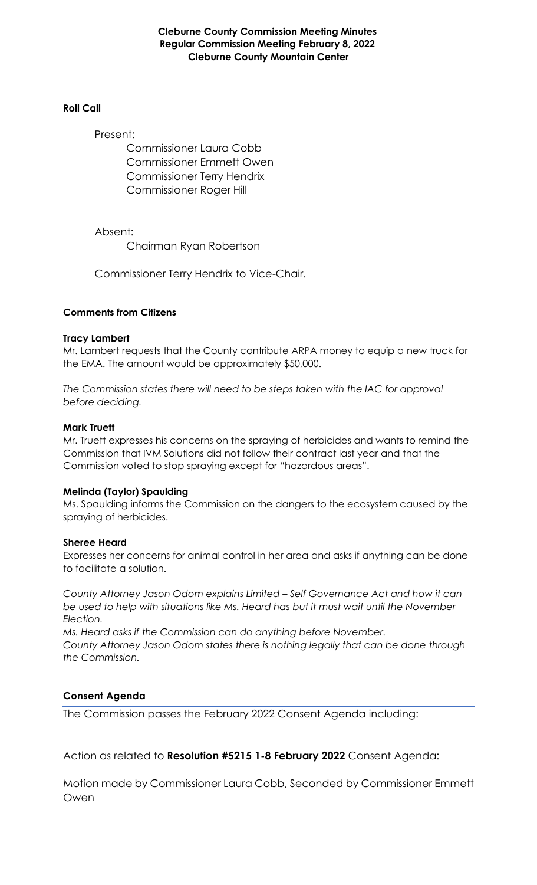**Cleburne County Commission Meeting Minutes**
**Regular Commission Meeting February 8, 2022**
**Cleburne County Mountain Center**

**Roll Call**

Present:

Commissioner Laura Cobb
Commissioner Emmett Owen
Commissioner Terry Hendrix
Commissioner Roger Hill

Absent:

Chairman Ryan Robertson

Commissioner Terry Hendrix to Vice-Chair.

**Comments from Citizens**

**Tracy Lambert**

Mr. Lambert requests that the County contribute ARPA money to equip a new truck for the EMA. The amount would be approximately $50,000.

*The Commission states there will need to be steps taken with the IAC for approval before deciding.*

**Mark Truett**

Mr. Truett expresses his concerns on the spraying of herbicides and wants to remind the Commission that IVM Solutions did not follow their contract last year and that the Commission voted to stop spraying except for "hazardous areas".

**Melinda (Taylor) Spaulding**

Ms. Spaulding informs the Commission on the dangers to the ecosystem caused by the spraying of herbicides.

**Sheree Heard**

Expresses her concerns for animal control in her area and asks if anything can be done to facilitate a solution.

*County Attorney Jason Odom explains Limited – Self Governance Act and how it can be used to help with situations like Ms. Heard has but it must wait until the November Election.*

*Ms. Heard asks if the Commission can do anything before November.*

*County Attorney Jason Odom states there is nothing legally that can be done through the Commission.*

**Consent Agenda**

The Commission passes the February 2022 Consent Agenda including:

Action as related to **Resolution #5215 1-8 February 2022** Consent Agenda:

Motion made by Commissioner Laura Cobb, Seconded by Commissioner Emmett Owen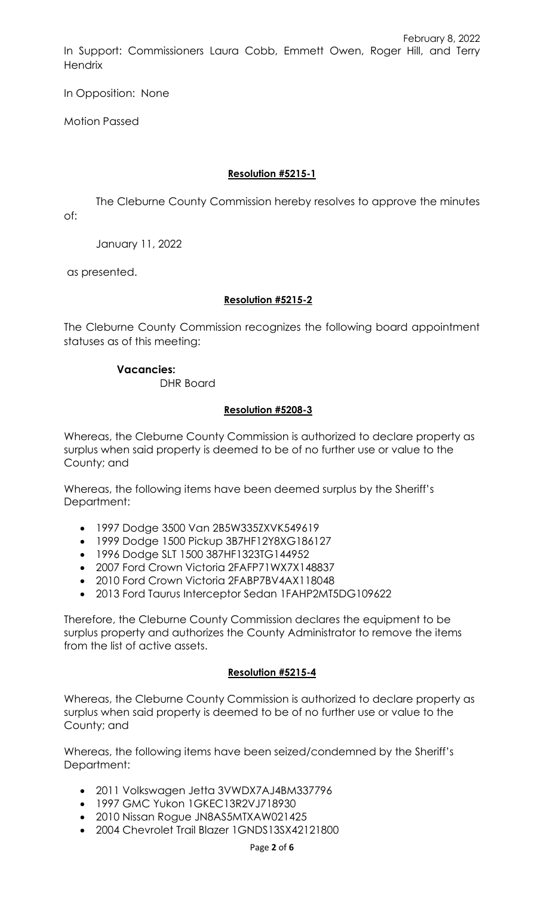February 8, 2022

In Support: Commissioners Laura Cobb, Emmett Owen, Roger Hill, and Terry Hendrix

In Opposition: None

Motion Passed

**Resolution #5215-1**

The Cleburne County Commission hereby resolves to approve the minutes of:

January 11, 2022

as presented.

**Resolution #5215-2**

The Cleburne County Commission recognizes the following board appointment statuses as of this meeting:

**Vacancies:**

DHR Board

**Resolution #5208-3**

Whereas, the Cleburne County Commission is authorized to declare property as surplus when said property is deemed to be of no further use or value to the County; and

Whereas, the following items have been deemed surplus by the Sheriff's Department:

- 1997 Dodge 3500 Van 2B5W335ZXVK549619
- 1999 Dodge 1500 Pickup 3B7HF12Y8XG186127
- 1996 Dodge SLT 1500 387HF1323TG144952
- 2007 Ford Crown Victoria 2FAFP71WX7X148837
- 2010 Ford Crown Victoria 2FABP7BV4AX118048
- 2013 Ford Taurus Interceptor Sedan 1FAHP2MT5DG109622

Therefore, the Cleburne County Commission declares the equipment to be surplus property and authorizes the County Administrator to remove the items from the list of active assets.

**Resolution #5215-4**

Whereas, the Cleburne County Commission is authorized to declare property as surplus when said property is deemed to be of no further use or value to the County; and

Whereas, the following items have been seized/condemned by the Sheriff's Department:

- 2011 Volkswagen Jetta 3VWDX7AJ4BM337796
- 1997 GMC Yukon 1GKEC13R2VJ718930
- 2010 Nissan Rogue JN8AS5MTXAW021425
- 2004 Chevrolet Trail Blazer 1GNDS13SX42121800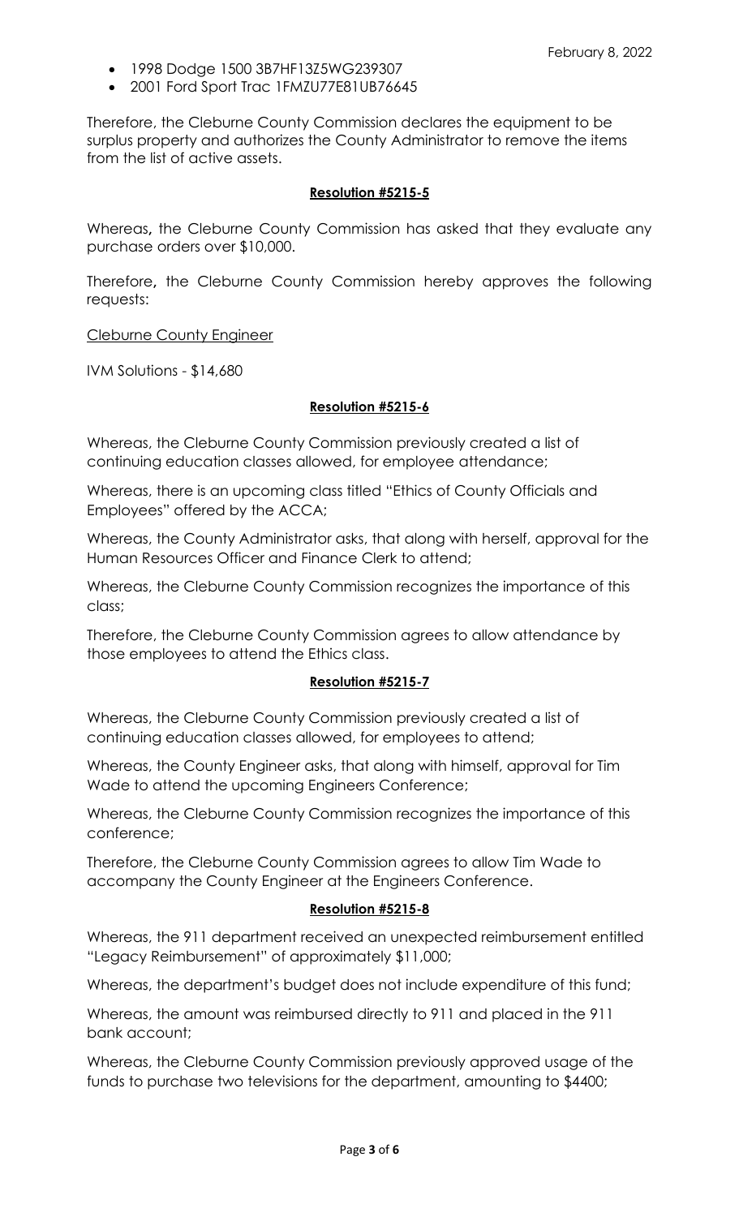- 1998 Dodge 1500 3B7HF13Z5WG239307
- 2001 Ford Sport Trac 1FMZU77E81UB76645

Therefore, the Cleburne County Commission declares the equipment to be surplus property and authorizes the County Administrator to remove the items from the list of active assets.

**Resolution #5215-5**

Whereas**,** the Cleburne County Commission has asked that they evaluate any purchase orders over $10,000.

Therefore**,** the Cleburne County Commission hereby approves the following requests:

Cleburne County Engineer

IVM Solutions - $14,680

**Resolution #5215-6**

Whereas, the Cleburne County Commission previously created a list of continuing education classes allowed, for employee attendance;

Whereas, there is an upcoming class titled "Ethics of County Officials and Employees" offered by the ACCA;

Whereas, the County Administrator asks, that along with herself, approval for the Human Resources Officer and Finance Clerk to attend;

Whereas, the Cleburne County Commission recognizes the importance of this class;

Therefore, the Cleburne County Commission agrees to allow attendance by those employees to attend the Ethics class.

**Resolution #5215-7**

Whereas, the Cleburne County Commission previously created a list of continuing education classes allowed, for employees to attend;

Whereas, the County Engineer asks, that along with himself, approval for Tim Wade to attend the upcoming Engineers Conference;

Whereas, the Cleburne County Commission recognizes the importance of this conference;

Therefore, the Cleburne County Commission agrees to allow Tim Wade to accompany the County Engineer at the Engineers Conference.

**Resolution #5215-8**

Whereas, the 911 department received an unexpected reimbursement entitled "Legacy Reimbursement" of approximately $11,000;

Whereas, the department's budget does not include expenditure of this fund;

Whereas, the amount was reimbursed directly to 911 and placed in the 911 bank account;

Whereas, the Cleburne County Commission previously approved usage of the funds to purchase two televisions for the department, amounting to $4400;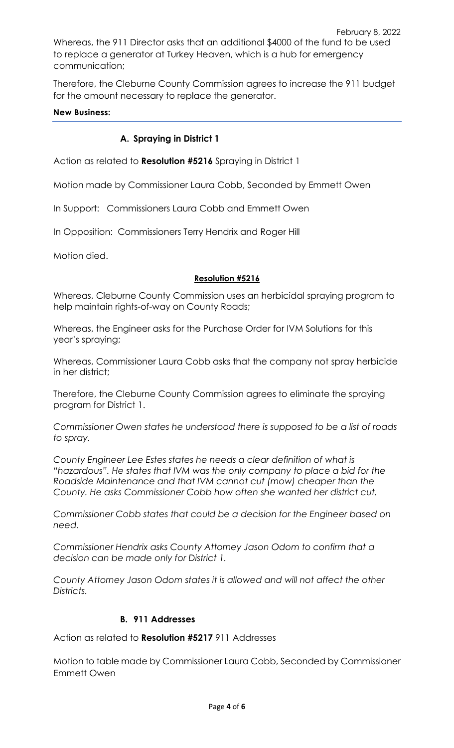Whereas, the 911 Director asks that an additional $4000 of the fund to be used to replace a generator at Turkey Heaven, which is a hub for emergency communication;

Therefore, the Cleburne County Commission agrees to increase the 911 budget for the amount necessary to replace the generator.

**New Business:**

### A. Spraying in District 1

Action as related to **Resolution #5216** Spraying in District 1

Motion made by Commissioner Laura Cobb, Seconded by Emmett Owen

In Support: Commissioners Laura Cobb and Emmett Owen

In Opposition: Commissioners Terry Hendrix and Roger Hill

Motion died.

**Resolution #5216**

Whereas, Cleburne County Commission uses an herbicidal spraying program to help maintain rights-of-way on County Roads;

Whereas, the Engineer asks for the Purchase Order for IVM Solutions for this year's spraying;

Whereas, Commissioner Laura Cobb asks that the company not spray herbicide in her district;

Therefore, the Cleburne County Commission agrees to eliminate the spraying program for District 1.

*Commissioner Owen states he understood there is supposed to be a list of roads to spray.*

*County Engineer Lee Estes states he needs a clear definition of what is "hazardous". He states that IVM was the only company to place a bid for the Roadside Maintenance and that IVM cannot cut (mow) cheaper than the County. He asks Commissioner Cobb how often she wanted her district cut.*

*Commissioner Cobb states that could be a decision for the Engineer based on need.*

*Commissioner Hendrix asks County Attorney Jason Odom to confirm that a decision can be made only for District 1.*

*County Attorney Jason Odom states it is allowed and will not affect the other Districts.*

### B. 911 Addresses

Action as related to **Resolution #5217** 911 Addresses

Motion to table made by Commissioner Laura Cobb, Seconded by Commissioner Emmett Owen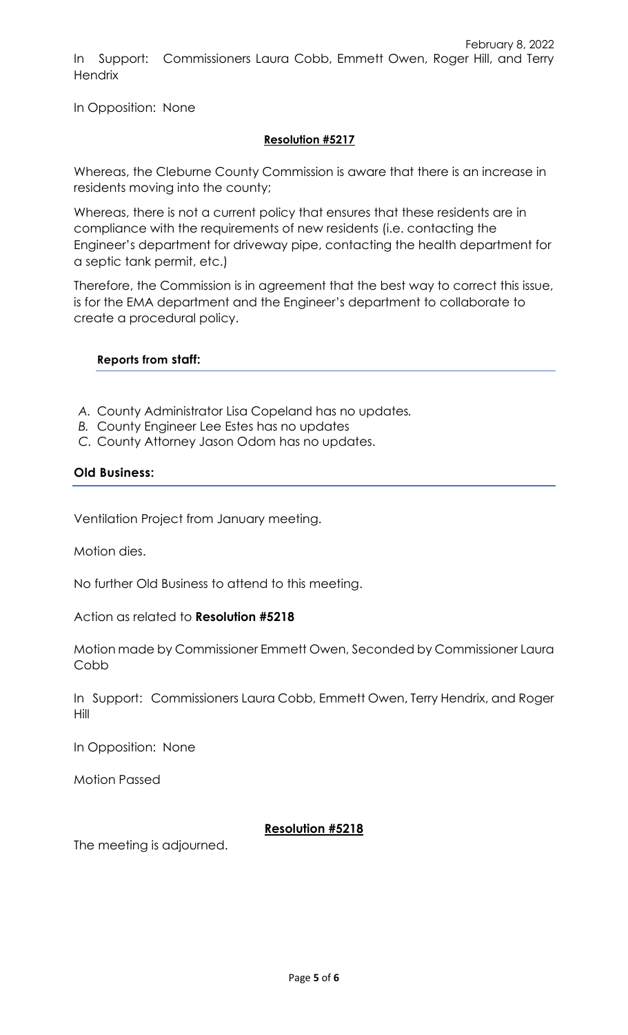In Support: Commissioners Laura Cobb, Emmett Owen, Roger Hill, and Terry Hendrix

In Opposition: None

**Resolution #5217**

Whereas, the Cleburne County Commission is aware that there is an increase in residents moving into the county;

Whereas, there is not a current policy that ensures that these residents are in compliance with the requirements of new residents (i.e. contacting the Engineer's department for driveway pipe, contacting the health department for a septic tank permit, etc.)

Therefore, the Commission is in agreement that the best way to correct this issue, is for the EMA department and the Engineer's department to collaborate to create a procedural policy.

**Reports from staff:**

A. County Administrator Lisa Copeland has no updates.
B. County Engineer Lee Estes has no updates
C. County Attorney Jason Odom has no updates.

**Old Business:**

Ventilation Project from January meeting.

Motion dies.

No further Old Business to attend to this meeting.

Action as related to **Resolution #5218**

Motion made by Commissioner Emmett Owen, Seconded by Commissioner Laura Cobb

In Support: Commissioners Laura Cobb, Emmett Owen, Terry Hendrix, and Roger Hill

In Opposition: None

Motion Passed

**Resolution #5218**

The meeting is adjourned.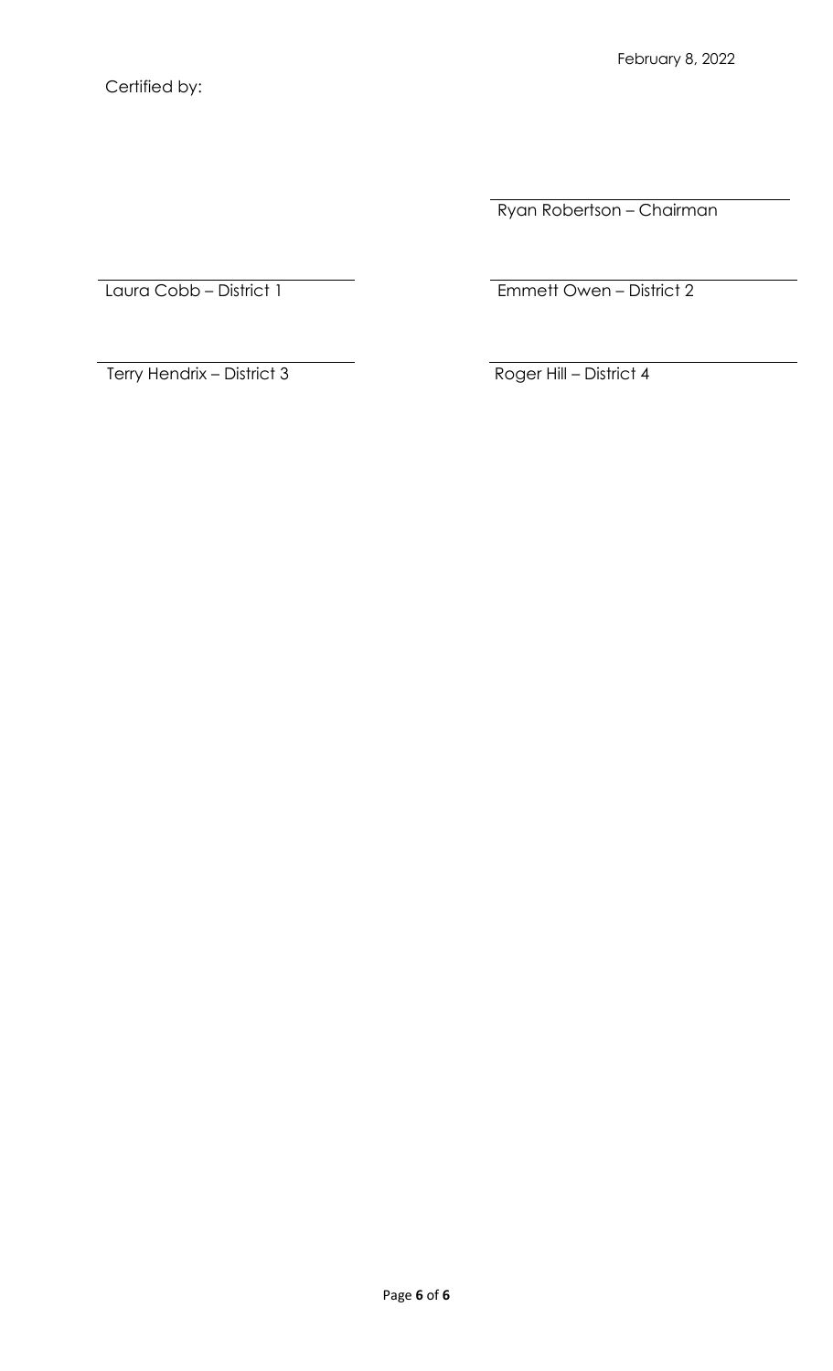February 8, 2022

Certified by:

\_\_\_\_\_\_\_\_\_\_\_\_\_\_\_\_\_\_\_\_\_\_\_\_\_\_\_\_
Ryan Robertson – Chairman

\_\_\_\_\_\_\_\_\_\_\_\_\_\_\_\_\_\_\_\_\_\_\_\_\_\_\_\_
Laura Cobb – District 1

\_\_\_\_\_\_\_\_\_\_\_\_\_\_\_\_\_\_\_\_\_\_\_\_\_\_\_\_
Emmett Owen – District 2

\_\_\_\_\_\_\_\_\_\_\_\_\_\_\_\_\_\_\_\_\_\_\_\_\_\_\_\_
Terry Hendrix – District 3

\_\_\_\_\_\_\_\_\_\_\_\_\_\_\_\_\_\_\_\_\_\_\_\_\_\_\_\_
Roger Hill – District 4